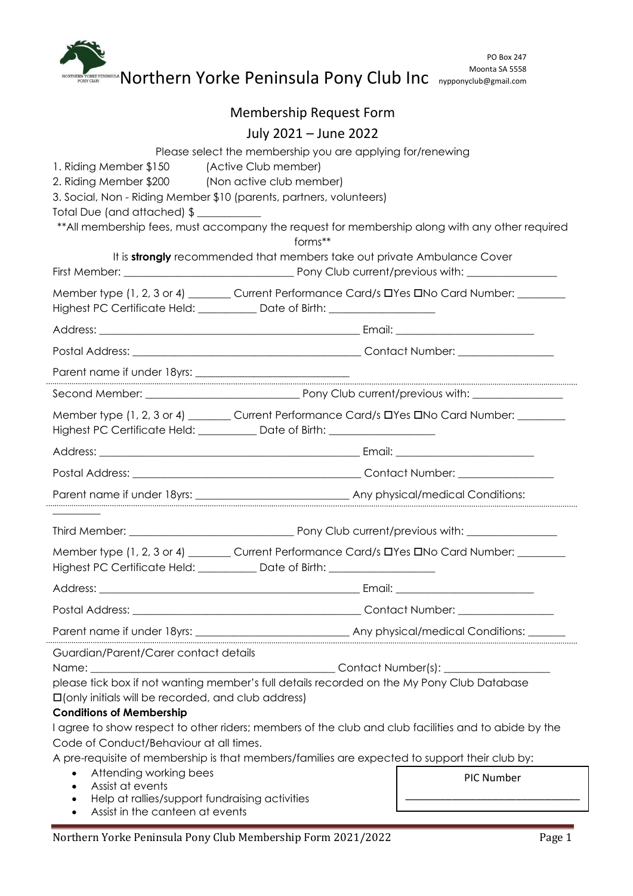PO Box 247
Moonta SA 5558
nypponyclub@gmail.com

# Northern Yorke Peninsula Pony Club Inc

## Membership Request Form

## July 2021 – June 2022

Please select the membership you are applying for/renewing

1. Riding Member $150 (Active Club member)
2. Riding Member $200 (Non active club member)
3. Social, Non - Riding Member $10 (parents, partners, volunteers)

Total Due (and attached) $ ___________

**All membership fees, must accompany the request for membership along with any other required forms**

It is **strongly** recommended that members take out private Ambulance Cover

First Member: ______________________________ Pony Club current/previous with: ________________

Member type (1, 2, 3 or 4) _______ Current Performance Card/s ☐Yes ☐No Card Number: ________
Highest PC Certificate Held: __________ Date of Birth: ___________________

Address: ________________________________________________ Email: _________________________

Postal Address: _________________________________________ Contact Number: _________________

Parent name if under 18yrs: ____________________________

---

Second Member: ___________________________ Pony Club current/previous with: ________________

Member type (1, 2, 3 or 4) _______ Current Performance Card/s ☐Yes ☐No Card Number: ________
Highest PC Certificate Held: __________ Date of Birth: ___________________

Address: ________________________________________________ Email: _________________________

Postal Address: _________________________________________ Contact Number: _________________

Parent name if under 18yrs: ___________________________ Any physical/medical Conditions: _________

---

Third Member: ______________________________ Pony Club current/previous with: ________________

Member type (1, 2, 3 or 4) _______ Current Performance Card/s ☐Yes ☐No Card Number: ________
Highest PC Certificate Held: __________ Date of Birth: ___________________

Address: ________________________________________________ Email: _________________________

Postal Address: _________________________________________ Contact Number: _________________

Parent name if under 18yrs: ___________________________ Any physical/medical Conditions: _______

---

Guardian/Parent/Carer contact details

Name: ______________________________________________ Contact Number(s): ___________________

please tick box if not wanting member's full details recorded on the My Pony Club Database
☐(only initials will be recorded, and club address)

**Conditions of Membership**

I agree to show respect to other riders; members of the club and club facilities and to abide by the Code of Conduct/Behaviour at all times.

A pre-requisite of membership is that members/families are expected to support their club by:

- Attending working bees
- Assist at events
- Help at rallies/support fundraising activities
- Assist in the canteen at events

PIC Number

_______________________________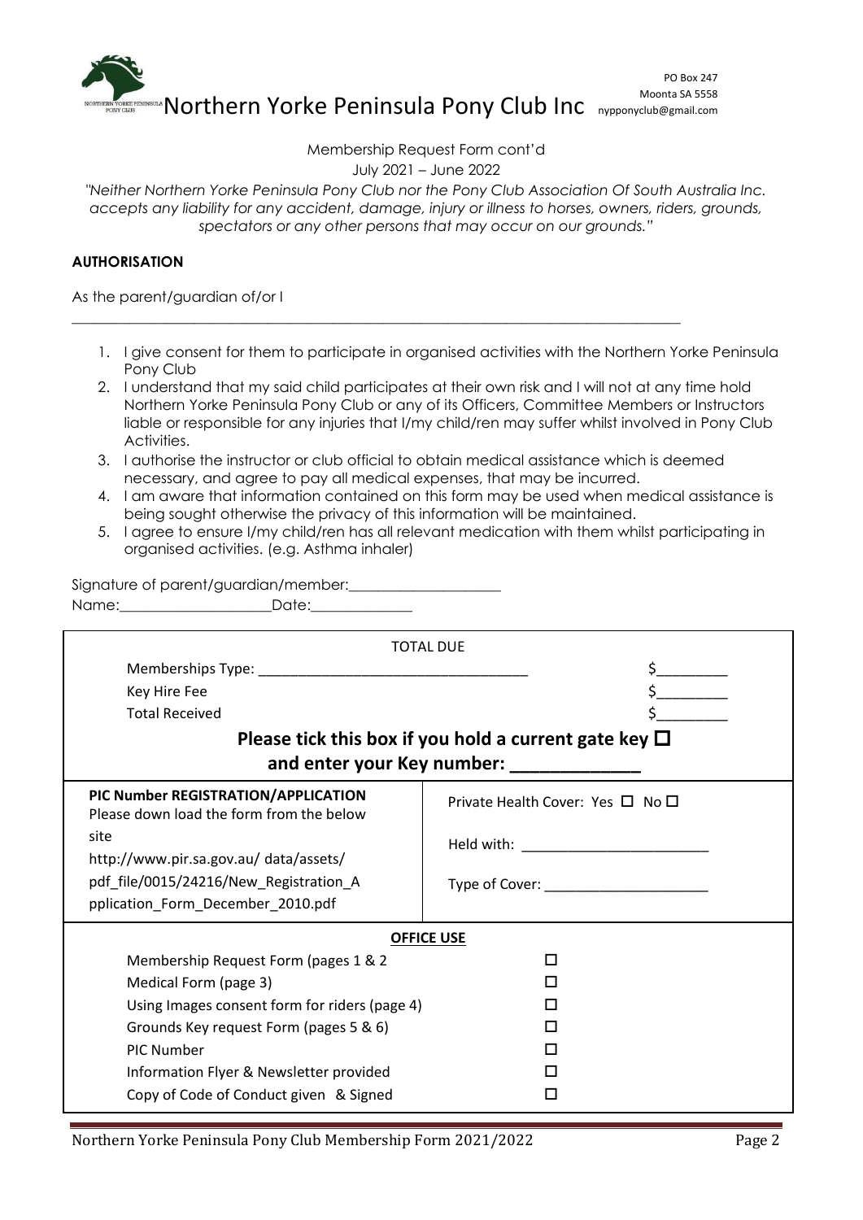Northern Yorke Peninsula Pony Club Inc

PO Box 247
Moonta SA 5558
nypponyclub@gmail.com

Membership Request Form cont'd
July 2021 – June 2022

*"Neither Northern Yorke Peninsula Pony Club nor the Pony Club Association Of South Australia Inc. accepts any liability for any accident, damage, injury or illness to horses, owners, riders, grounds, spectators or any other persons that may occur on our grounds."*

**AUTHORISATION**

As the parent/guardian of/or I

____________________________________________________________________________________

1. I give consent for them to participate in organised activities with the Northern Yorke Peninsula Pony Club
2. I understand that my said child participates at their own risk and I will not at any time hold Northern Yorke Peninsula Pony Club or any of its Officers, Committee Members or Instructors liable or responsible for any injuries that I/my child/ren may suffer whilst involved in Pony Club Activities.
3. I authorise the instructor or club official to obtain medical assistance which is deemed necessary, and agree to pay all medical expenses, that may be incurred.
4. I am aware that information contained on this form may be used when medical assistance is being sought otherwise the privacy of this information will be maintained.
5. I agree to ensure I/my child/ren has all relevant medication with them whilst participating in organised activities. (e.g. Asthma inhaler)

Signature of parent/guardian/member:____________________

Name:____________________Date:______________

| TOTAL DUE | |
|---|---|
| Memberships Type: ____________________________________ | $_________ |
| Key Hire Fee | $_________ |
| Total Received | $_________ |

**Please tick this box if you hold a current gate key ☐**
**and enter your Key number: ______________**

| PIC Number REGISTRATION/APPLICATION | |
|---|---|
| Please down load the form from the below site http://www.pir.sa.gov.au/ data/assets/ pdf_file/0015/24216/New_Registration_Application_Form_December_2010.pdf | Private Health Cover: Yes ☐ No ☐<br>Held with: ________________________<br>Type of Cover: _____________________ |

**OFFICE USE**

| | |
|---|---|
| Membership Request Form (pages 1 & 2 | ☐ |
| Medical Form (page 3) | ☐ |
| Using Images consent form for riders (page 4) | ☐ |
| Grounds Key request Form (pages 5 & 6) | ☐ |
| PIC Number | ☐ |
| Information Flyer & Newsletter provided | ☐ |
| Copy of Code of Conduct given & Signed | ☐ |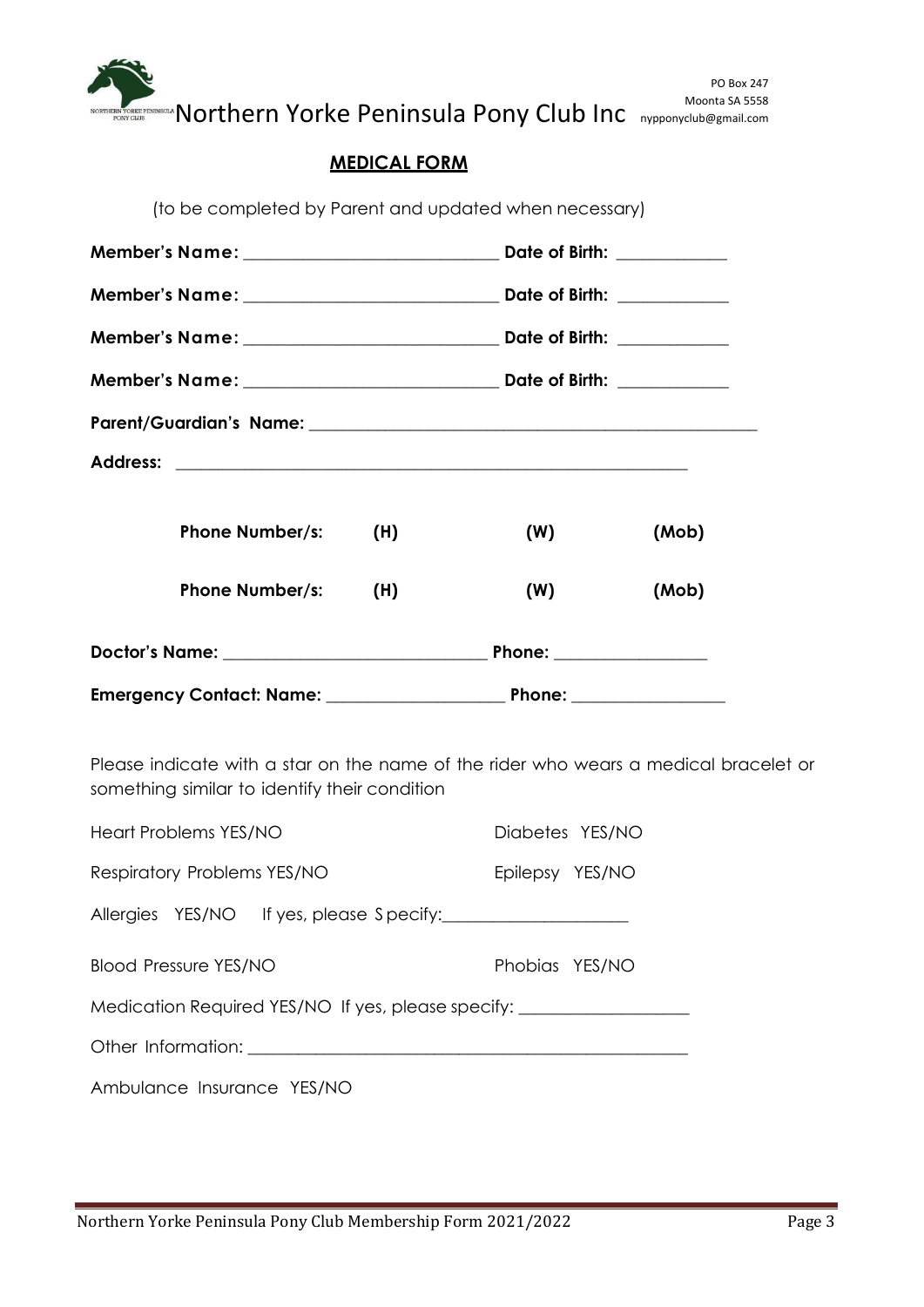Northern Yorke Peninsula Pony Club Inc

PO Box 247
Moonta SA 5558
nypponyclub@gmail.com

## MEDICAL FORM

(to be completed by Parent and updated when necessary)

**Member's Name:** _____________________________ **Date of Birth:** ____________

**Member's Name:** _____________________________ **Date of Birth:** ____________

**Member's Name:** _____________________________ **Date of Birth:** ____________

**Member's Name:** _____________________________ **Date of Birth:** ____________

**Parent/Guardian's Name:** ____________________________________________________

**Address:** ___________________________________________________________

**Phone Number/s:** **(H)** **(W)** **(Mob)**

**Phone Number/s:** **(H)** **(W)** **(Mob)**

**Doctor's Name:** ______________________________ **Phone:** _________________

**Emergency Contact: Name:** ____________________ **Phone:** _________________

Please indicate with a star on the name of the rider who wears a medical bracelet or something similar to identify their condition

Heart Problems YES/NO

Diabetes YES/NO

Respiratory Problems YES/NO

Epilepsy YES/NO

Allergies YES/NO If yes, please Specify:_____________________

Blood Pressure YES/NO

Phobias YES/NO

Medication Required YES/NO If yes, please specify: ___________________

Other Information: ___________________________________________________

Ambulance Insurance YES/NO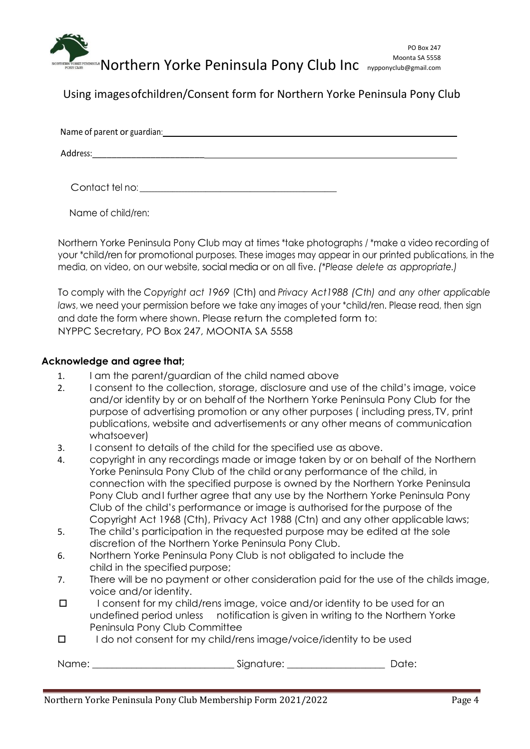Northern Yorke Peninsula Pony Club Inc

PO Box 247
Moonta SA 5558
nypponyclub@gmail.com

## Using imagesofchildren/Consent form for Northern Yorke Peninsula Pony Club

Name of parent or guardian: ______________________________________________

Address: ______________________________________________

Contact tel no: ______________________________________________

Name of child/ren:

Northern Yorke Peninsula Pony Club may at times *take photographs / *make a video recording of your *child/ren for promotional purposes. These images may appear in our printed publications, in the media, on video, on our website, social media or on all five. *(*Please delete as appropriate.)*

To comply with the *Copyright act 1969* (Cth) and *Privacy Act1988 (Cth) and any other applicable laws*, we need your permission before we take any images of your *child/ren. Please read, then sign and date the form where shown. Please return the completed form to:
NYPPC Secretary, PO Box 247, MOONTA SA 5558

**Acknowledge and agree that;**

1. I am the parent/guardian of the child named above
2. I consent to the collection, storage, disclosure and use of the child's image, voice and/or identity by or on behalf of the Northern Yorke Peninsula Pony Club for the purpose of advertising promotion or any other purposes ( including press, TV, print publications, website and advertisements or any other means of communication whatsoever)
3. I consent to details of the child for the specified use as above.
4. copyright in any recordings made or image taken by or on behalf of the Northern Yorke Peninsula Pony Club of the child or any performance of the child, in connection with the specified purpose is owned by the Northern Yorke Peninsula Pony Club and I further agree that any use by the Northern Yorke Peninsula Pony Club of the child's performance or image is authorised for the purpose of the Copyright Act 1968 (Cth), Privacy Act 1988 (Ctn) and any other applicable laws;
5. The child's participation in the requested purpose may be edited at the sole discretion of the Northern Yorke Peninsula Pony Club.
6. Northern Yorke Peninsula Pony Club is not obligated to include the child in the specified purpose;
7. There will be no payment or other consideration paid for the use of the childs image, voice and/or identity.

- ☐ I consent for my child/rens image, voice and/or identity to be used for an undefined period unless notification is given in writing to the Northern Yorke Peninsula Pony Club Committee
- ☐ I do not consent for my child/rens image/voice/identity to be used

Name: ____________________________ Signature: ___________________ Date: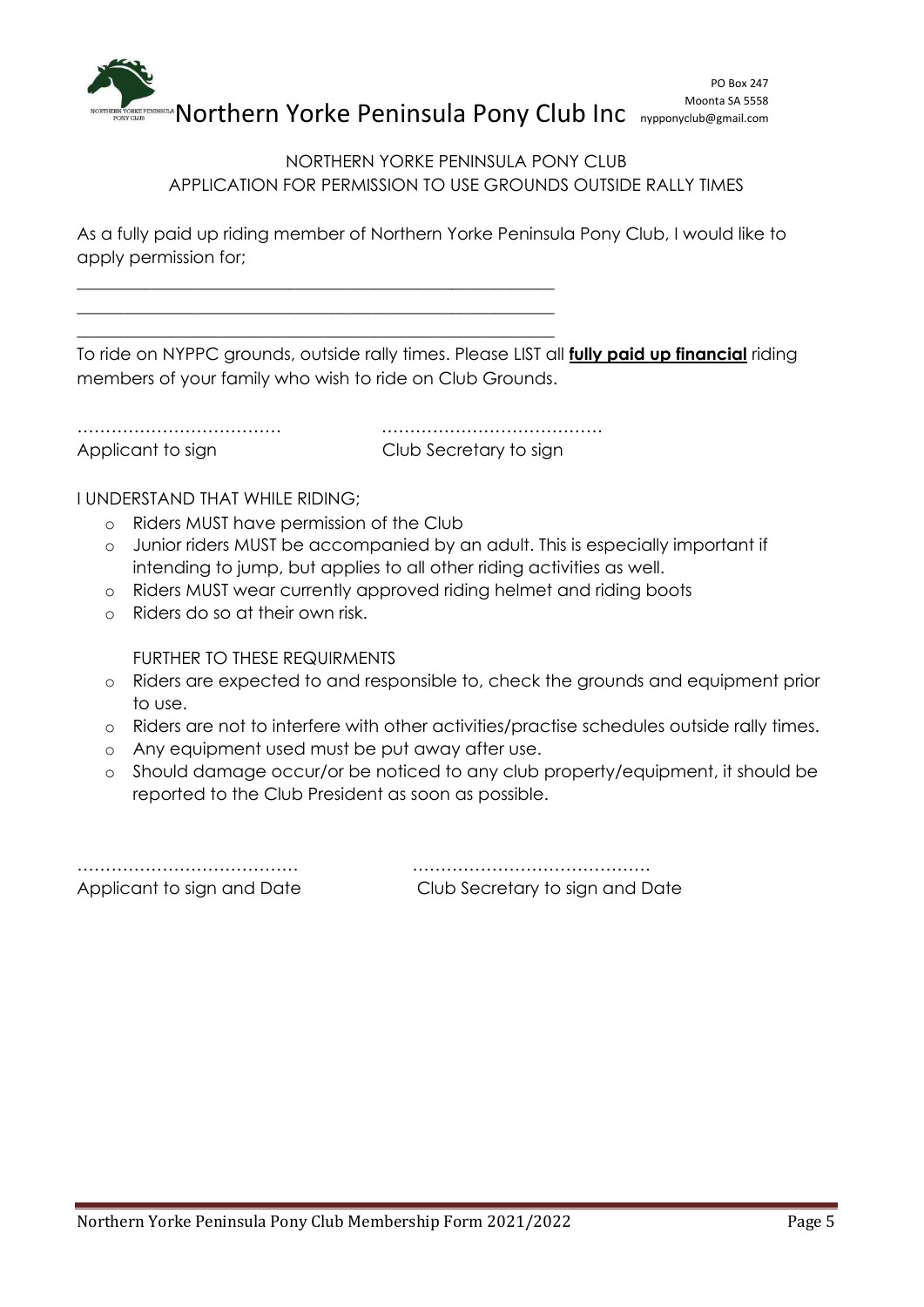Northern Yorke Peninsula Pony Club Inc

PO Box 247
Moonta SA 5558
nypponyclub@gmail.com

NORTHERN YORKE PENINSULA PONY CLUB
APPLICATION FOR PERMISSION TO USE GROUNDS OUTSIDE RALLY TIMES

As a fully paid up riding member of Northern Yorke Peninsula Pony Club, I would like to apply permission for;

\_\_\_\_\_\_\_\_\_\_\_\_\_\_\_\_\_\_\_\_\_\_\_\_\_\_\_\_\_\_\_\_\_\_\_\_\_\_\_\_\_\_\_\_\_\_\_\_\_\_\_\_\_\_\_\_\_\_\_\_

\_\_\_\_\_\_\_\_\_\_\_\_\_\_\_\_\_\_\_\_\_\_\_\_\_\_\_\_\_\_\_\_\_\_\_\_\_\_\_\_\_\_\_\_\_\_\_\_\_\_\_\_\_\_\_\_\_\_\_\_

\_\_\_\_\_\_\_\_\_\_\_\_\_\_\_\_\_\_\_\_\_\_\_\_\_\_\_\_\_\_\_\_\_\_\_\_\_\_\_\_\_\_\_\_\_\_\_\_\_\_\_\_\_\_\_\_\_\_\_\_

To ride on NYPPC grounds, outside rally times. Please LIST all **fully paid up financial** riding members of your family who wish to ride on Club Grounds.

……………………………… ……………………………………

Applicant to sign Club Secretary to sign

I UNDERSTAND THAT WHILE RIDING;

- Riders MUST have permission of the Club
- Junior riders MUST be accompanied by an adult. This is especially important if intending to jump, but applies to all other riding activities as well.
- Riders MUST wear currently approved riding helmet and riding boots
- Riders do so at their own risk.

FURTHER TO THESE REQUIRMENTS

- Riders are expected to and responsible to, check the grounds and equipment prior to use.
- Riders are not to interfere with other activities/practise schedules outside rally times.
- Any equipment used must be put away after use.
- Should damage occur/or be noticed to any club property/equipment, it should be reported to the Club President as soon as possible.

………………………………… ……………………………………

Applicant to sign and Date Club Secretary to sign and Date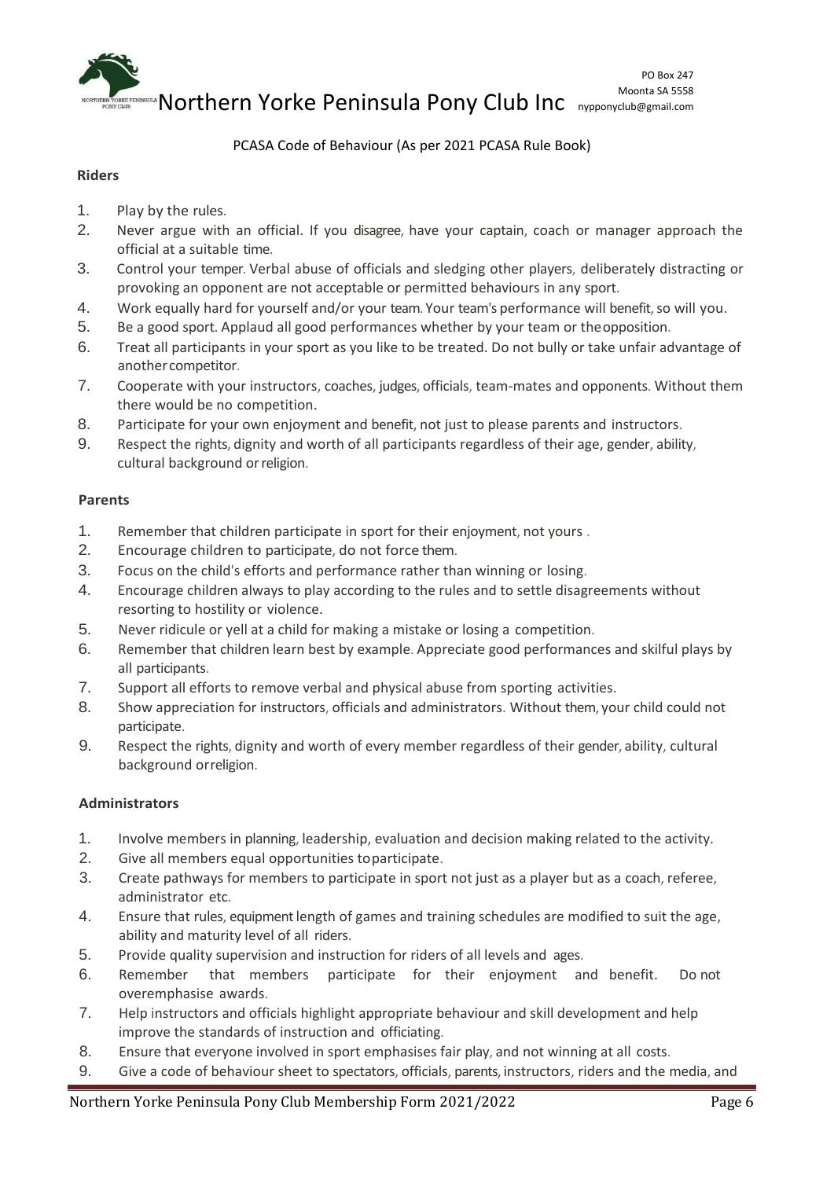Northern Yorke Peninsula Pony Club Inc

PO Box 247
Moonta SA 5558
nypponyclub@gmail.com

PCASA Code of Behaviour (As per 2021 PCASA Rule Book)

**Riders**

1. Play by the rules.
2. Never argue with an official. If you disagree, have your captain, coach or manager approach the official at a suitable time.
3. Control your temper. Verbal abuse of officials and sledging other players, deliberately distracting or provoking an opponent are not acceptable or permitted behaviours in any sport.
4. Work equally hard for yourself and/or your team. Your team's performance will benefit, so will you.
5. Be a good sport. Applaud all good performances whether by your team or the opposition.
6. Treat all participants in your sport as you like to be treated. Do not bully or take unfair advantage of another competitor.
7. Cooperate with your instructors, coaches, judges, officials, team-mates and opponents. Without them there would be no competition.
8. Participate for your own enjoyment and benefit, not just to please parents and instructors.
9. Respect the rights, dignity and worth of all participants regardless of their age, gender, ability, cultural background or religion.

**Parents**

1. Remember that children participate in sport for their enjoyment, not yours .
2. Encourage children to participate, do not force them.
3. Focus on the child's efforts and performance rather than winning or losing.
4. Encourage children always to play according to the rules and to settle disagreements without resorting to hostility or violence.
5. Never ridicule or yell at a child for making a mistake or losing a competition.
6. Remember that children learn best by example. Appreciate good performances and skilful plays by all participants.
7. Support all efforts to remove verbal and physical abuse from sporting activities.
8. Show appreciation for instructors, officials and administrators. Without them, your child could not participate.
9. Respect the rights, dignity and worth of every member regardless of their gender, ability, cultural background or religion.

**Administrators**

1. Involve members in planning, leadership, evaluation and decision making related to the activity.
2. Give all members equal opportunities to participate.
3. Create pathways for members to participate in sport not just as a player but as a coach, referee, administrator etc.
4. Ensure that rules, equipment length of games and training schedules are modified to suit the age, ability and maturity level of all riders.
5. Provide quality supervision and instruction for riders of all levels and ages.
6. Remember that members participate for their enjoyment and benefit. Do not overemphasise awards.
7. Help instructors and officials highlight appropriate behaviour and skill development and help improve the standards of instruction and officiating.
8. Ensure that everyone involved in sport emphasises fair play, and not winning at all costs.
9. Give a code of behaviour sheet to spectators, officials, parents, instructors, riders and the media, and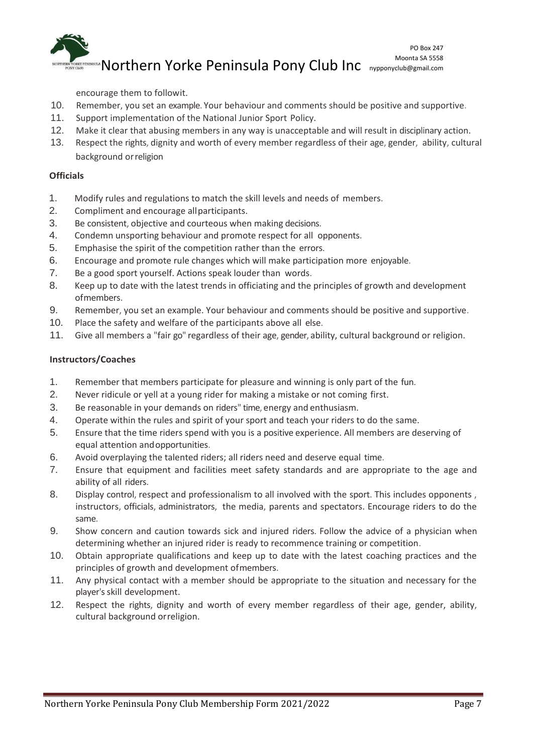encourage them to followit.

10. Remember, you set an example. Your behaviour and comments should be positive and supportive.
11. Support implementation of the National Junior Sport Policy.
12. Make it clear that abusing members in any way is unacceptable and will result in disciplinary action.
13. Respect the rights, dignity and worth of every member regardless of their age, gender, ability, cultural background orreligion

**Officials**

1. Modify rules and regulations to match the skill levels and needs of members.
2. Compliment and encourage allparticipants.
3. Be consistent, objective and courteous when making decisions.
4. Condemn unsporting behaviour and promote respect for all opponents.
5. Emphasise the spirit of the competition rather than the errors.
6. Encourage and promote rule changes which will make participation more enjoyable.
7. Be a good sport yourself. Actions speak louder than words.
8. Keep up to date with the latest trends in officiating and the principles of growth and development ofmembers.
9. Remember, you set an example. Your behaviour and comments should be positive and supportive.
10. Place the safety and welfare of the participants above all else.
11. Give all members a "fair go" regardless of their age, gender, ability, cultural background or religion.

**Instructors/Coaches**

1. Remember that members participate for pleasure and winning is only part of the fun.
2. Never ridicule or yell at a young rider for making a mistake or not coming first.
3. Be reasonable in your demands on riders" time, energy and enthusiasm.
4. Operate within the rules and spirit of your sport and teach your riders to do the same.
5. Ensure that the time riders spend with you is a positive experience. All members are deserving of equal attention andopportunities.
6. Avoid overplaying the talented riders; all riders need and deserve equal time.
7. Ensure that equipment and facilities meet safety standards and are appropriate to the age and ability of all riders.
8. Display control, respect and professionalism to all involved with the sport. This includes opponents , instructors, officials, administrators, the media, parents and spectators. Encourage riders to do the same.
9. Show concern and caution towards sick and injured riders. Follow the advice of a physician when determining whether an injured rider is ready to recommence training or competition.
10. Obtain appropriate qualifications and keep up to date with the latest coaching practices and the principles of growth and development ofmembers.
11. Any physical contact with a member should be appropriate to the situation and necessary for the player's skill development.
12. Respect the rights, dignity and worth of every member regardless of their age, gender, ability, cultural background orreligion.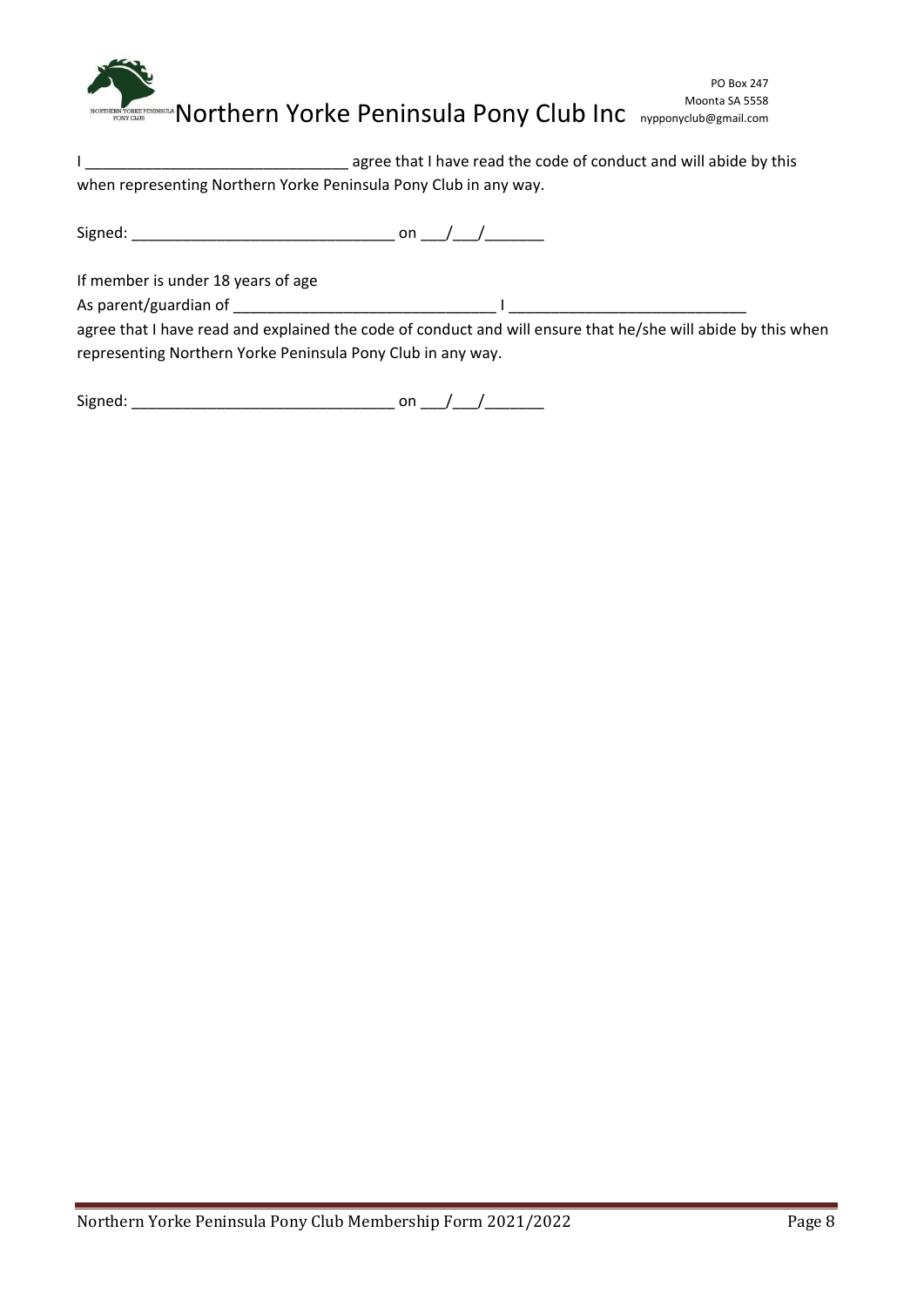# Northern Yorke Peninsula Pony Club Inc

PO Box 247
Moonta SA 5558
nypponyclub@gmail.com

I _______________________________ agree that I have read the code of conduct and will abide by this when representing Northern Yorke Peninsula Pony Club in any way.

Signed: _______________________________ on ___/___/_______

If member is under 18 years of age

As parent/guardian of _______________________________ I ____________________________

agree that I have read and explained the code of conduct and will ensure that he/she will abide by this when representing Northern Yorke Peninsula Pony Club in any way.

Signed: _______________________________ on ___/___/_______